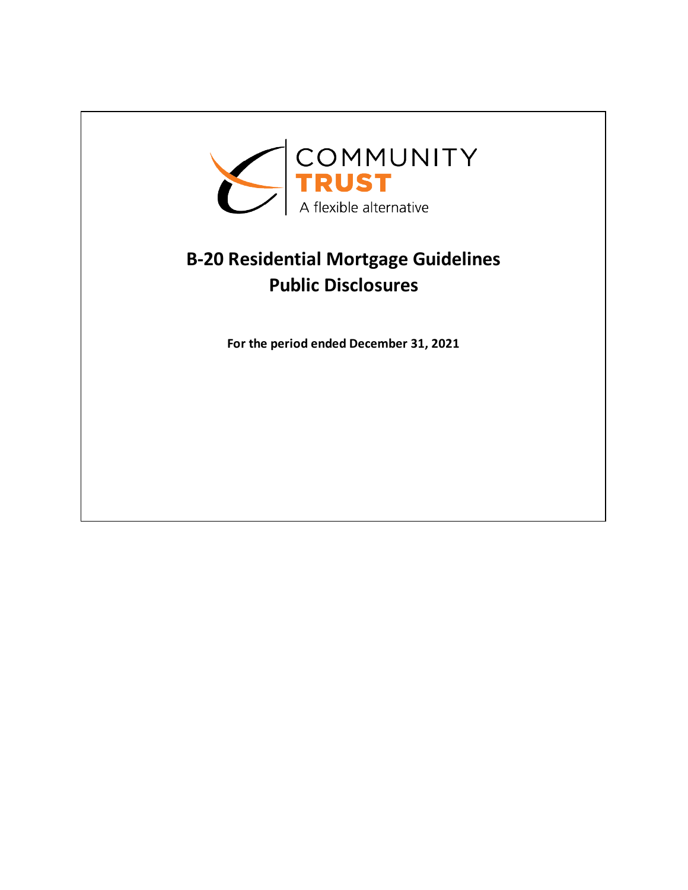COMMUNITY
**TRUST**
A flexible alternative

# B-20 Residential Mortgage Guidelines
# Public Disclosures

**For the period ended December 31, 2021**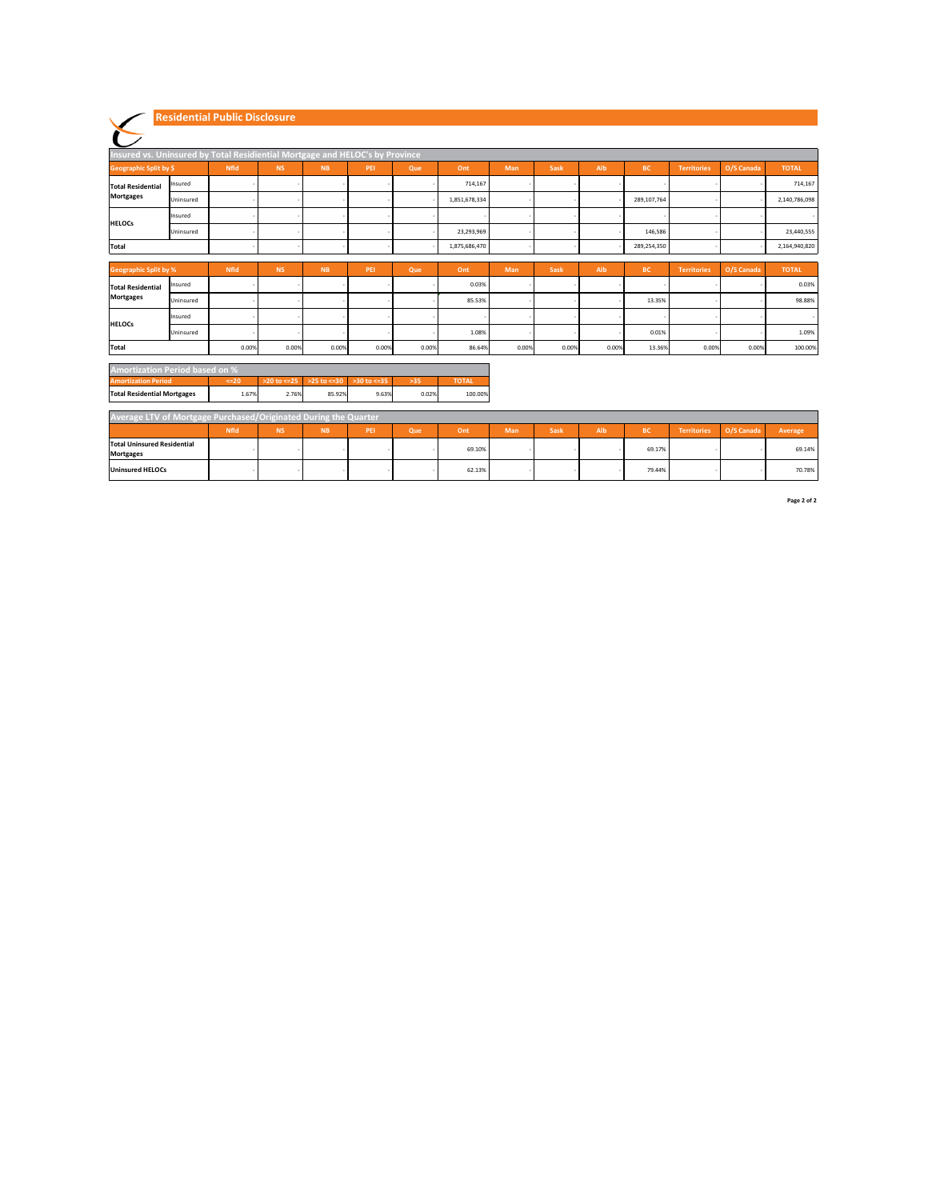# Residential Public Disclosure

## Insured vs. Uninsured by Total Residiential Mortgage and HELOC's by Province

| Geographic Split by $ | | Nfld | NS | NB | PEI | Que | Ont | Man | Sask | Alb | BC | Territories | O/S Canada | TOTAL |
|---|---|---|---|---|---|---|---|---|---|---|---|---|---|---|
| Total Residential Mortgages | Insured | - | - | - | - | - | 714,167 | - | - | - | - | - | - | 714,167 |
| | Uninsured | - | - | - | - | - | 1,851,678,334 | - | - | - | 289,107,764 | - | - | 2,140,786,098 |
| HELOCs | Insured | - | - | - | - | - | - | - | - | - | - | - | - | - |
| | Uninsured | - | - | - | - | - | 23,293,969 | - | - | - | 146,586 | - | - | 23,440,555 |
| Total | | - | - | - | - | - | 1,875,686,470 | - | - | - | 289,254,350 | - | - | 2,164,940,820 |

| Geographic Split by % | | Nfld | NS | NB | PEI | Que | Ont | Man | Sask | Alb | BC | Territories | O/S Canada | TOTAL |
|---|---|---|---|---|---|---|---|---|---|---|---|---|---|---|
| Total Residential Mortgages | Insured | - | - | - | - | - | 0.03% | - | - | - | - | - | - | 0.03% |
| | Uninsured | - | - | - | - | - | 85.53% | - | - | - | 13.35% | - | - | 98.88% |
| HELOCs | Insured | - | - | - | - | - | - | - | - | - | - | - | - | - |
| | Uninsured | - | - | - | - | - | 1.08% | - | - | - | 0.01% | - | - | 1.09% |
| Total | | 0.00% | 0.00% | 0.00% | 0.00% | 0.00% | 86.64% | 0.00% | 0.00% | 0.00% | 13.36% | 0.00% | 0.00% | 100.00% |

## Amortization Period based on %

| Amortization Period | <=20 | >20 to <=25 | >25 to <=30 | >30 to <=35 | >35 | TOTAL |
|---|---|---|---|---|---|---|
| Total Residential Mortgages | 1.67% | 2.76% | 85.92% | 9.63% | 0.02% | 100.00% |

## Average LTV of Mortgage Purchased/Originated During the Quarter

| | Nfld | NS | NB | PEI | Que | Ont | Man | Sask | Alb | BC | Territories | O/S Canada | Average |
|---|---|---|---|---|---|---|---|---|---|---|---|---|---|
| Total Uninsured Residential Mortgages | - | - | - | - | - | 69.10% | - | - | - | 69.17% | - | - | 69.14% |
| Uninsured HELOCs | - | - | - | - | - | 62.13% | - | - | - | 79.44% | - | - | 70.78% |